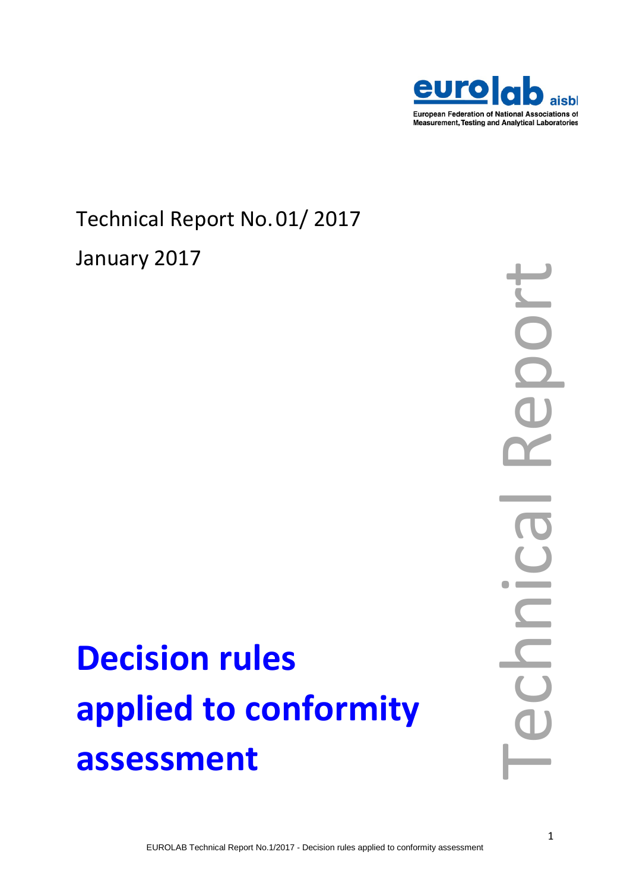eurolab aisbl

European Federation of National Associations of Measurement, Testing and Analytical Laboratories

Technical Report No.01/ 2017

January 2017

# Decision rules applied to conformity assessment

Technical Report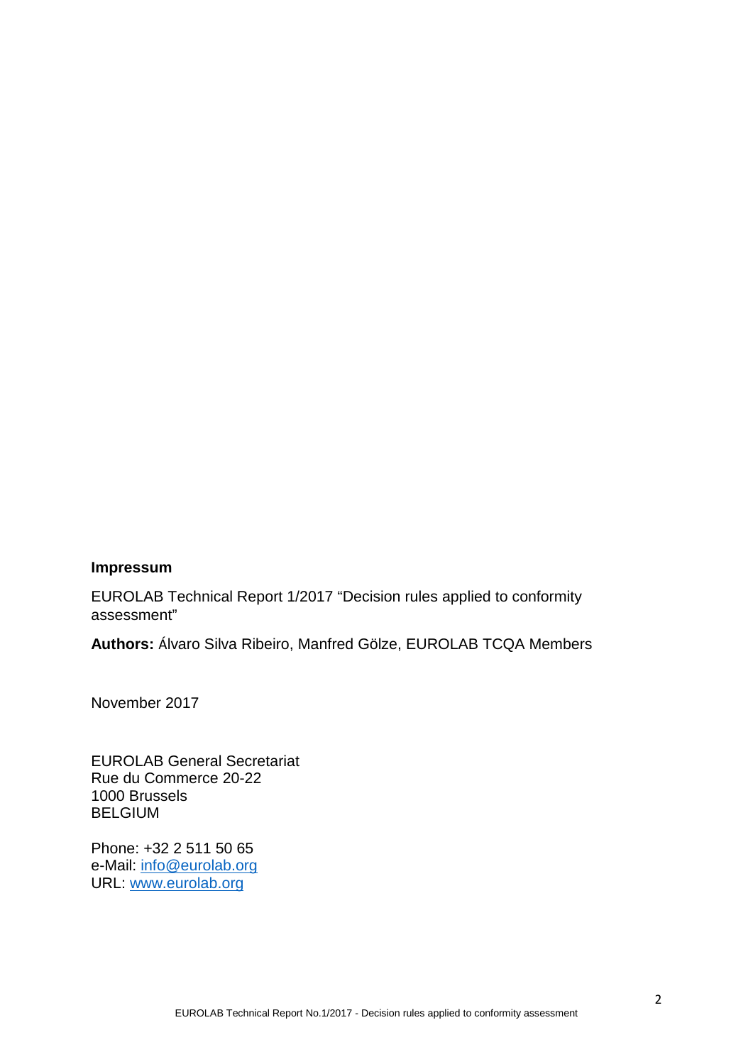**Impressum**

EUROLAB Technical Report 1/2017 “Decision rules applied to conformity assessment”

**Authors:** Álvaro Silva Ribeiro, Manfred Gölze, EUROLAB TCQA Members

November 2017

EUROLAB General Secretariat
Rue du Commerce 20-22
1000 Brussels
BELGIUM

Phone: +32 2 511 50 65
e-Mail: info@eurolab.org
URL: www.eurolab.org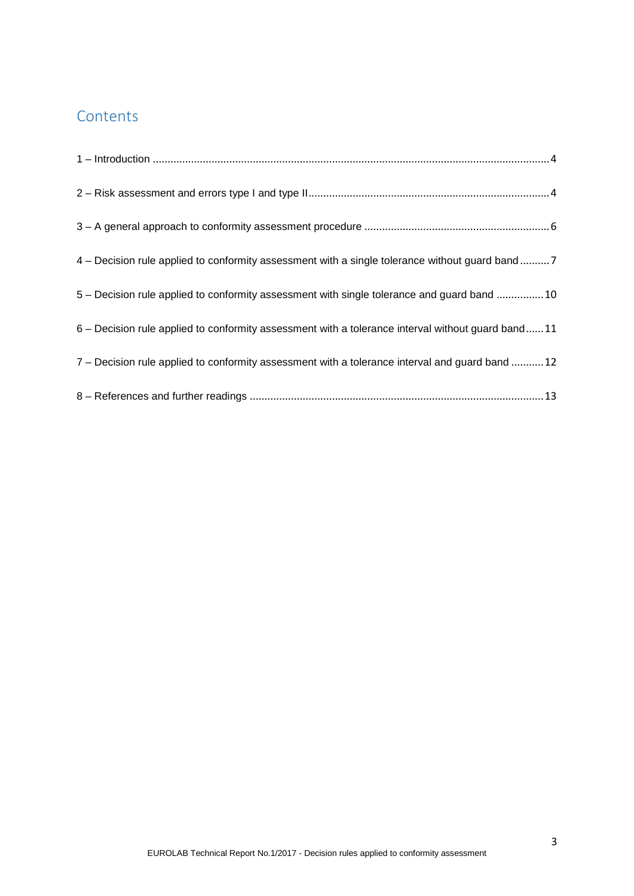## Contents

1 – Introduction .......................................................................................................................................... 4

2 – Risk assessment and errors type I and type II ................................................................................. 4

3 – A general approach to conformity assessment procedure ............................................................... 6

4 – Decision rule applied to conformity assessment with a single tolerance without guard band .......... 7

5 – Decision rule applied to conformity assessment with single tolerance and guard band ................ 10

6 – Decision rule applied to conformity assessment with a tolerance interval without guard band ...... 11

7 – Decision rule applied to conformity assessment with a tolerance interval and guard band ........... 12

8 – References and further readings .................................................................................................... 13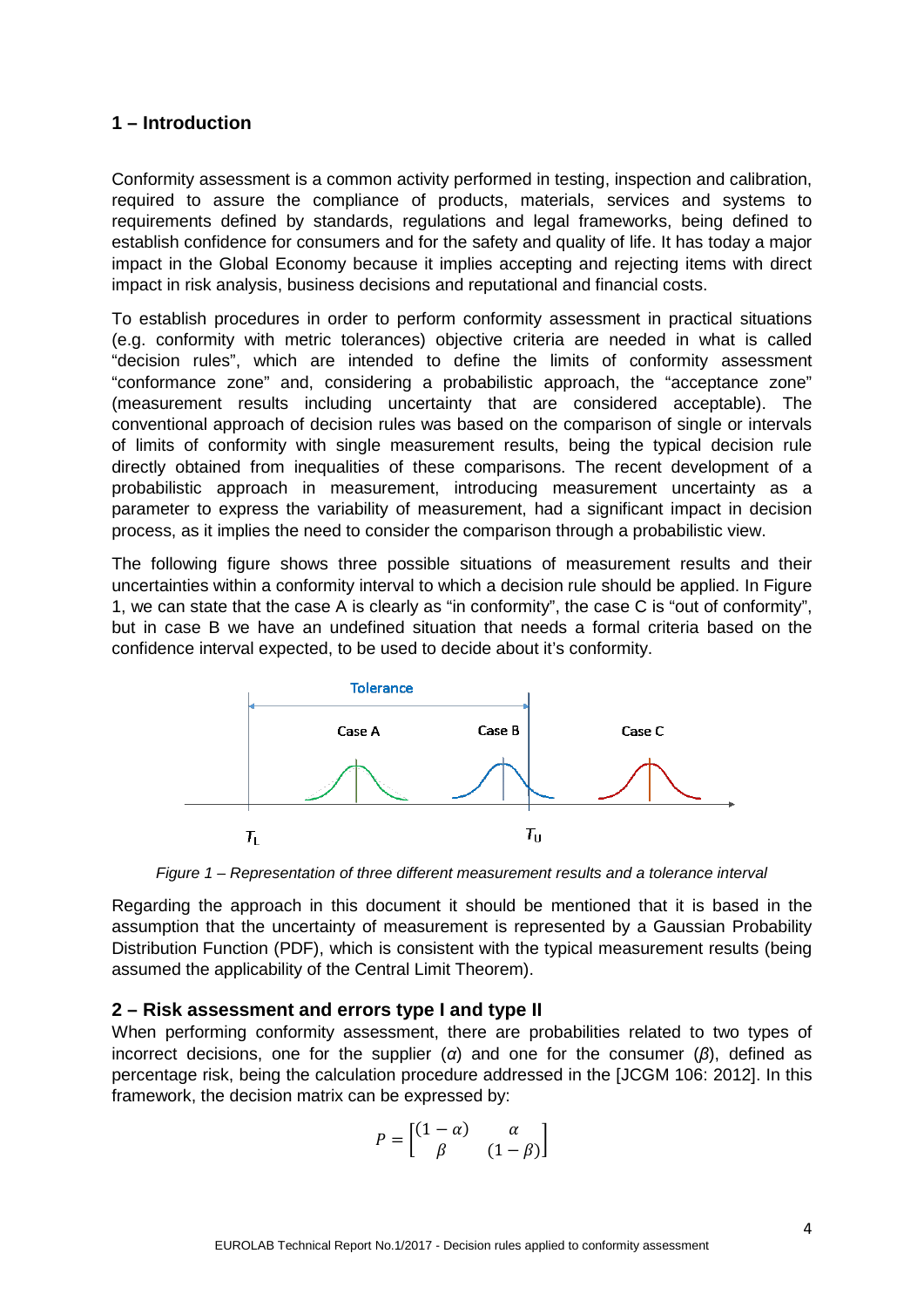## 1 – Introduction

Conformity assessment is a common activity performed in testing, inspection and calibration, required to assure the compliance of products, materials, services and systems to requirements defined by standards, regulations and legal frameworks, being defined to establish confidence for consumers and for the safety and quality of life. It has today a major impact in the Global Economy because it implies accepting and rejecting items with direct impact in risk analysis, business decisions and reputational and financial costs.

To establish procedures in order to perform conformity assessment in practical situations (e.g. conformity with metric tolerances) objective criteria are needed in what is called "decision rules", which are intended to define the limits of conformity assessment "conformance zone" and, considering a probabilistic approach, the "acceptance zone" (measurement results including uncertainty that are considered acceptable). The conventional approach of decision rules was based on the comparison of single or intervals of limits of conformity with single measurement results, being the typical decision rule directly obtained from inequalities of these comparisons. The recent development of a probabilistic approach in measurement, introducing measurement uncertainty as a parameter to express the variability of measurement, had a significant impact in decision process, as it implies the need to consider the comparison through a probabilistic view.

The following figure shows three possible situations of measurement results and their uncertainties within a conformity interval to which a decision rule should be applied. In Figure 1, we can state that the case A is clearly as "in conformity", the case C is "out of conformity", but in case B we have an undefined situation that needs a formal criteria based on the confidence interval expected, to be used to decide about it's conformity.

*Figure 1 – Representation of three different measurement results and a tolerance interval*

Regarding the approach in this document it should be mentioned that it is based in the assumption that the uncertainty of measurement is represented by a Gaussian Probability Distribution Function (PDF), which is consistent with the typical measurement results (being assumed the applicability of the Central Limit Theorem).

## 2 – Risk assessment and errors type I and type II

When performing conformity assessment, there are probabilities related to two types of incorrect decisions, one for the supplier ($\alpha$) and one for the consumer ($\beta$), defined as percentage risk, being the calculation procedure addressed in the [JCGM 106: 2012]. In this framework, the decision matrix can be expressed by:

$$P = \begin{bmatrix} (1-\alpha) & \alpha \\ \beta & (1-\beta) \end{bmatrix}$$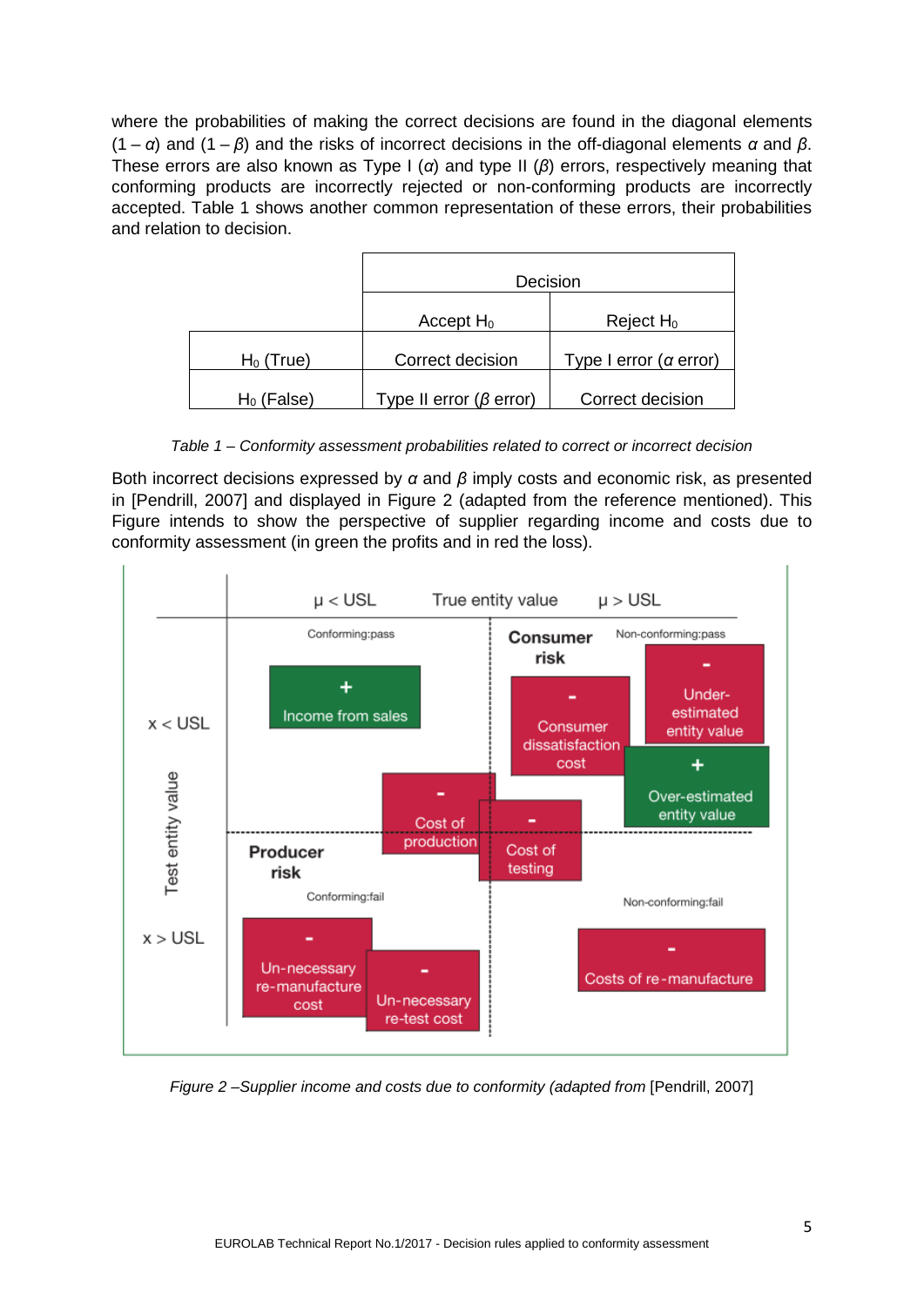where the probabilities of making the correct decisions are found in the diagonal elements ($1 - \alpha$) and ($1 - \beta$) and the risks of incorrect decisions in the off-diagonal elements $\alpha$ and $\beta$. These errors are also known as Type I ($\alpha$) and type II ($\beta$) errors, respectively meaning that conforming products are incorrectly rejected or non-conforming products are incorrectly accepted. Table 1 shows another common representation of these errors, their probabilities and relation to decision.

| | Decision | |
|---|---|---|
| | Accept $H_0$ | Reject $H_0$ |
| $H_0$ (True) | Correct decision | Type I error ($\alpha$ error) |
| $H_0$ (False) | Type II error ($\beta$ error) | Correct decision |

*Table 1 – Conformity assessment probabilities related to correct or incorrect decision*

Both incorrect decisions expressed by $\alpha$ and $\beta$ imply costs and economic risk, as presented in [Pendrill, 2007] and displayed in Figure 2 (adapted from the reference mentioned). This Figure intends to show the perspective of supplier regarding income and costs due to conformity assessment (in green the profits and in red the loss).

*Figure 2 –Supplier income and costs due to conformity (adapted from* [Pendrill, 2007]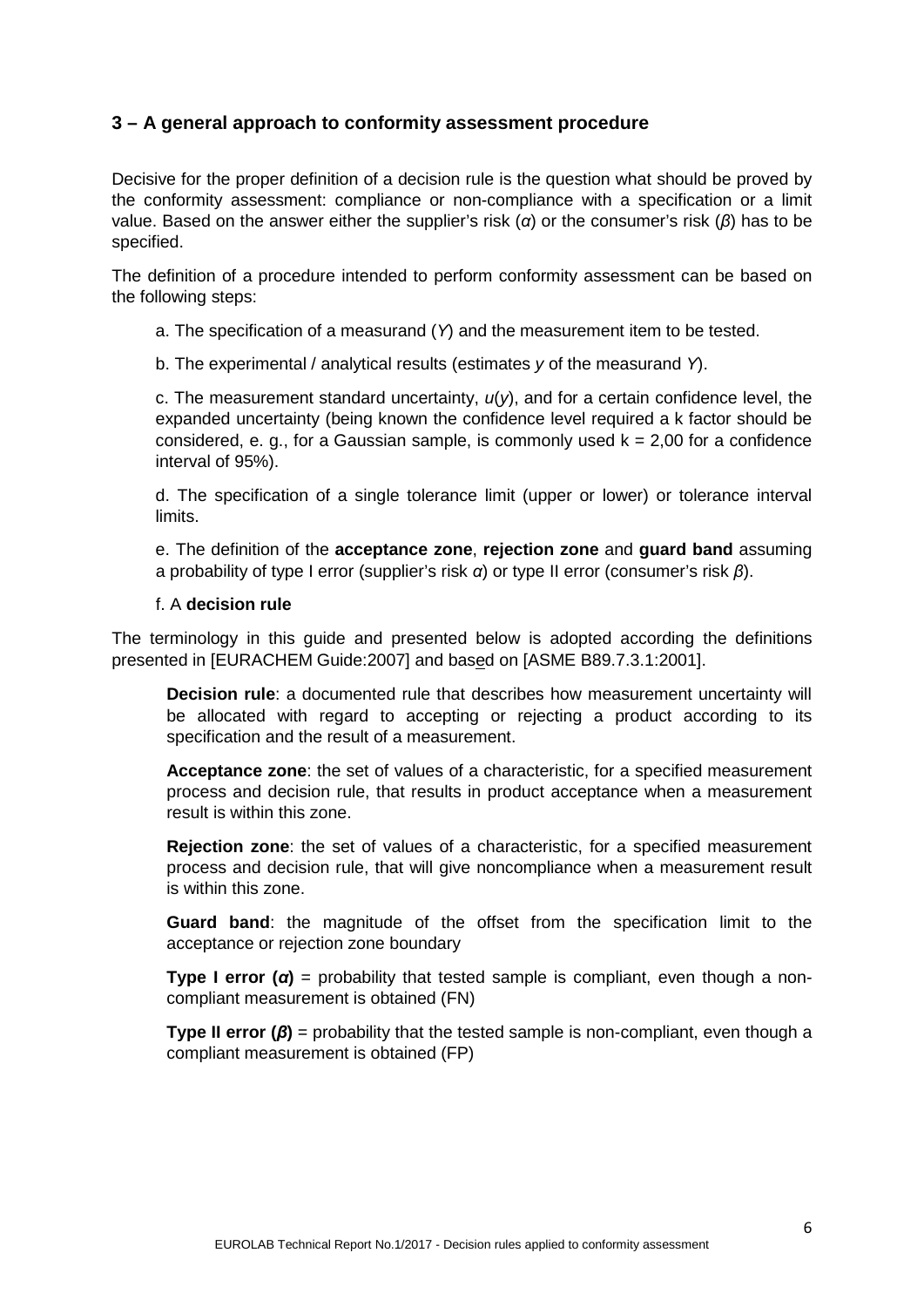## 3 – A general approach to conformity assessment procedure

Decisive for the proper definition of a decision rule is the question what should be proved by the conformity assessment: compliance or non-compliance with a specification or a limit value. Based on the answer either the supplier's risk ($\alpha$) or the consumer's risk ($\beta$) has to be specified.

The definition of a procedure intended to perform conformity assessment can be based on the following steps:

a. The specification of a measurand ($Y$) and the measurement item to be tested.

b. The experimental / analytical results (estimates $y$ of the measurand $Y$).

c. The measurement standard uncertainty, $u(y)$, and for a certain confidence level, the expanded uncertainty (being known the confidence level required a k factor should be considered, e. g., for a Gaussian sample, is commonly used $k = 2{,}00$ for a confidence interval of 95%).

d. The specification of a single tolerance limit (upper or lower) or tolerance interval limits.

e. The definition of the **acceptance zone**, **rejection zone** and **guard band** assuming a probability of type I error (supplier's risk $\alpha$) or type II error (consumer's risk $\beta$).

f. A **decision rule**

The terminology in this guide and presented below is adopted according the definitions presented in [EURACHEM Guide:2007] and based on [ASME B89.7.3.1:2001].

**Decision rule**: a documented rule that describes how measurement uncertainty will be allocated with regard to accepting or rejecting a product according to its specification and the result of a measurement.

**Acceptance zone**: the set of values of a characteristic, for a specified measurement process and decision rule, that results in product acceptance when a measurement result is within this zone.

**Rejection zone**: the set of values of a characteristic, for a specified measurement process and decision rule, that will give noncompliance when a measurement result is within this zone.

**Guard band**: the magnitude of the offset from the specification limit to the acceptance or rejection zone boundary

**Type I error ($\alpha$)** = probability that tested sample is compliant, even though a non-compliant measurement is obtained (FN)

**Type II error ($\beta$)** = probability that the tested sample is non-compliant, even though a compliant measurement is obtained (FP)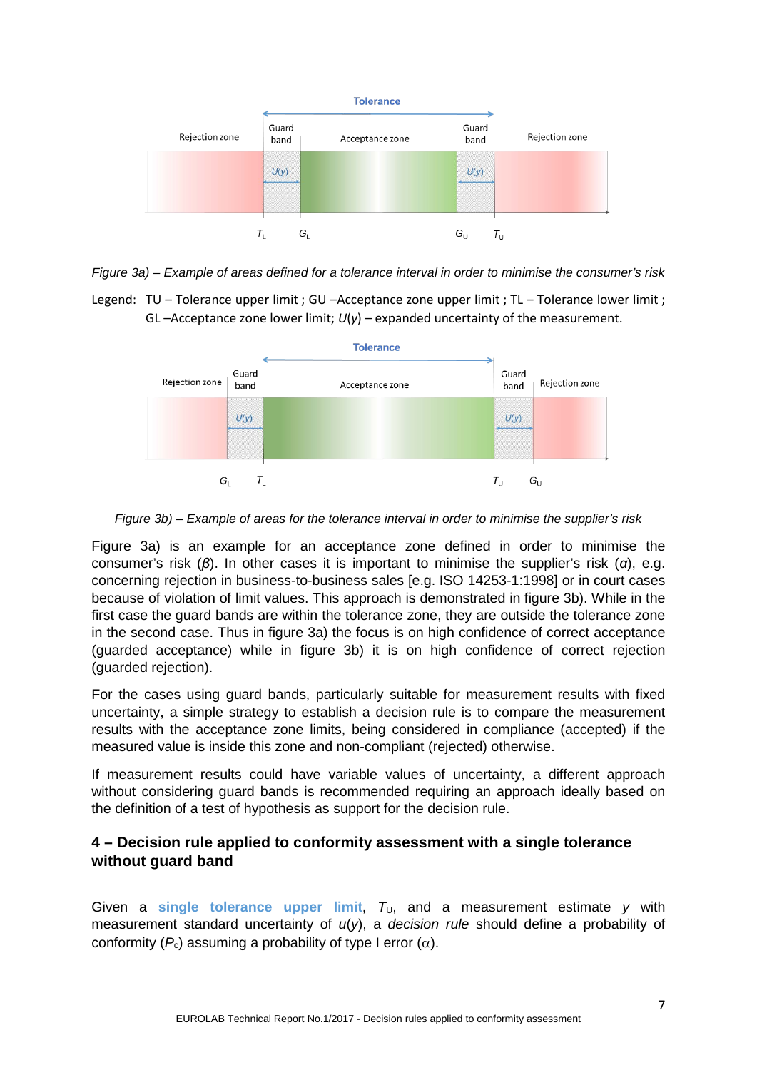*Figure 3a) – Example of areas defined for a tolerance interval in order to minimise the consumer's risk*

Legend: TU – Tolerance upper limit ; GU –Acceptance zone upper limit ; TL – Tolerance lower limit ; GL –Acceptance zone lower limit; $U(y)$ – expanded uncertainty of the measurement.

*Figure 3b) – Example of areas for the tolerance interval in order to minimise the supplier's risk*

Figure 3a) is an example for an acceptance zone defined in order to minimise the consumer's risk ($\beta$). In other cases it is important to minimise the supplier's risk ($\alpha$), e.g. concerning rejection in business-to-business sales [e.g. ISO 14253-1:1998] or in court cases because of violation of limit values. This approach is demonstrated in figure 3b). While in the first case the guard bands are within the tolerance zone, they are outside the tolerance zone in the second case. Thus in figure 3a) the focus is on high confidence of correct acceptance (guarded acceptance) while in figure 3b) it is on high confidence of correct rejection (guarded rejection).

For the cases using guard bands, particularly suitable for measurement results with fixed uncertainty, a simple strategy to establish a decision rule is to compare the measurement results with the acceptance zone limits, being considered in compliance (accepted) if the measured value is inside this zone and non-compliant (rejected) otherwise.

If measurement results could have variable values of uncertainty, a different approach without considering guard bands is recommended requiring an approach ideally based on the definition of a test of hypothesis as support for the decision rule.

## 4 – Decision rule applied to conformity assessment with a single tolerance without guard band

Given a **single tolerance upper limit**, $T_U$, and a measurement estimate $y$ with measurement standard uncertainty of $u(y)$, a *decision rule* should define a probability of conformity ($P_c$) assuming a probability of type I error ($\alpha$).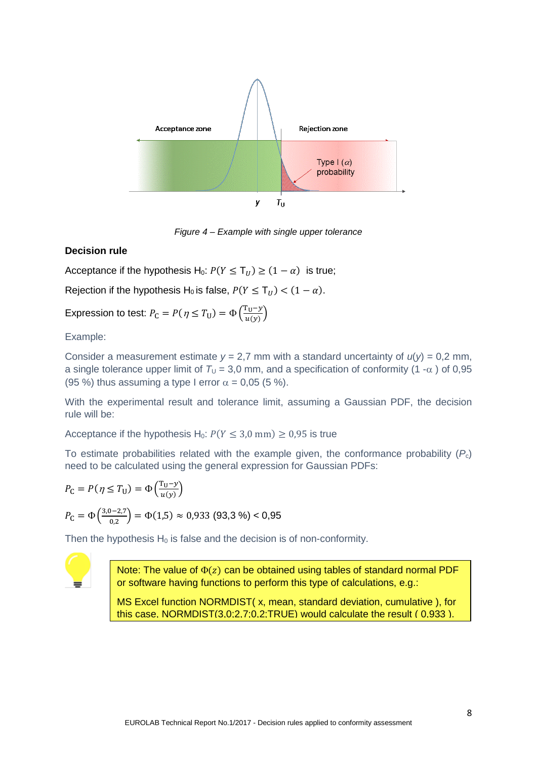*Figure 4 – Example with single upper tolerance*

**Decision rule**

Acceptance if the hypothesis $H_0$: $P(Y \leq T_U) \geq (1-\alpha)$ is true;

Rejection if the hypothesis $H_0$ is false, $P(Y \leq T_U) < (1-\alpha)$.

Expression to test: $P_C = P(\eta \leq T_U) = \Phi\left(\frac{T_U - y}{u(y)}\right)$

Example:

Consider a measurement estimate $y$ = 2,7 mm with a standard uncertainty of $u(y)$ = 0,2 mm, a single tolerance upper limit of $T_U$ = 3,0 mm, and a specification of conformity (1 -$\alpha$ ) of 0,95 (95 %) thus assuming a type I error $\alpha$ = 0,05 (5 %).

With the experimental result and tolerance limit, assuming a Gaussian PDF, the decision rule will be:

Acceptance if the hypothesis $H_0$: $P(Y \leq 3{,}0 \text{ mm}) \geq 0{,}95$ is true

To estimate probabilities related with the example given, the conformance probability ($P_c$) need to be calculated using the general expression for Gaussian PDFs:

$$P_C = P(\eta \leq T_U) = \Phi\left(\frac{T_U - y}{u(y)}\right)$$

$$P_C = \Phi\left(\frac{3{,}0 - 2{,}7}{0{,}2}\right) = \Phi(1{,}5) \approx 0{,}933 \text{ (93,3 \%)} < 0{,}95$$

Then the hypothesis $H_0$ is false and the decision is of non-conformity.

Note: The value of $\Phi(z)$ can be obtained using tables of standard normal PDF or software having functions to perform this type of calculations, e.g.:

MS Excel function NORMDIST( x, mean, standard deviation, cumulative ), for this case, NORMDIST(3,0;2,7;0,2;TRUE) would calculate the result ( 0,933 ).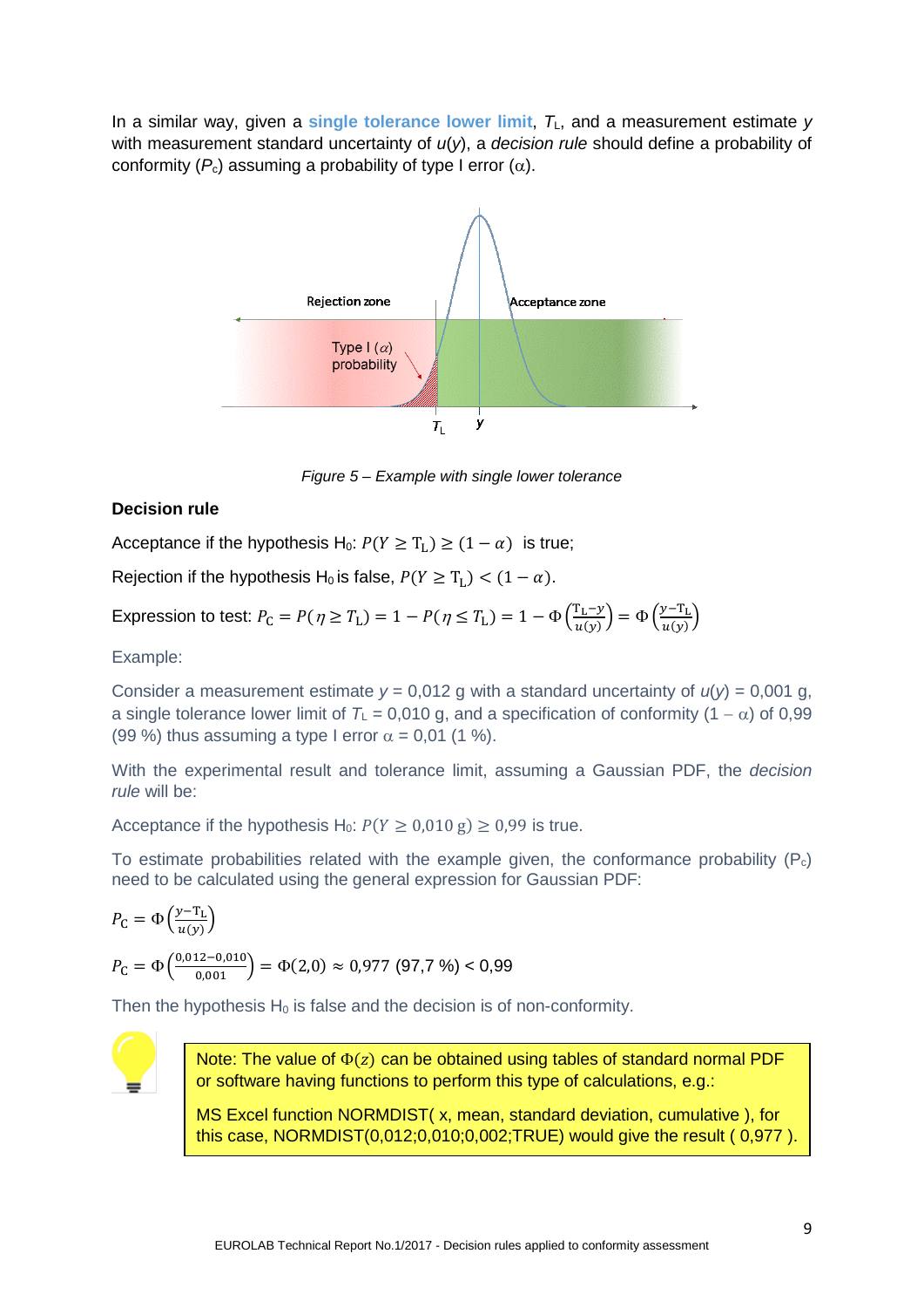In a similar way, given a **single tolerance lower limit**, $T_L$, and a measurement estimate $y$ with measurement standard uncertainty of $u(y)$, a *decision rule* should define a probability of conformity ($P_c$) assuming a probability of type I error ($\alpha$).

*Figure 5 – Example with single lower tolerance*

**Decision rule**

Acceptance if the hypothesis $H_0$: $P(Y \geq T_L) \geq (1-\alpha)$ is true;

Rejection if the hypothesis $H_0$ is false, $P(Y \geq T_L) < (1-\alpha)$.

Expression to test: $P_C = P(\eta \geq T_L) = 1 - P(\eta \leq T_L) = 1 - \Phi\left(\frac{T_L - y}{u(y)}\right) = \Phi\left(\frac{y - T_L}{u(y)}\right)$

Example:

Consider a measurement estimate $y$ = 0,012 g with a standard uncertainty of $u(y)$ = 0,001 g, a single tolerance lower limit of $T_L$ = 0,010 g, and a specification of conformity ($1-\alpha$) of 0,99 (99 %) thus assuming a type I error $\alpha$ = 0,01 (1 %).

With the experimental result and tolerance limit, assuming a Gaussian PDF, the *decision rule* will be:

Acceptance if the hypothesis $H_0$: $P(Y \geq 0{,}010\ \mathrm{g}) \geq 0{,}99$ is true.

To estimate probabilities related with the example given, the conformance probability ($P_c$) need to be calculated using the general expression for Gaussian PDF:

$$P_C = \Phi\left(\frac{y - T_L}{u(y)}\right)$$

$$P_C = \Phi\left(\frac{0{,}012 - 0{,}010}{0{,}001}\right) = \Phi(2{,}0) \approx 0{,}977\ (97{,}7\ \%) < 0{,}99$$

Then the hypothesis $H_0$ is false and the decision is of non-conformity.

> Note: The value of $\Phi(z)$ can be obtained using tables of standard normal PDF or software having functions to perform this type of calculations, e.g.:
>
> MS Excel function NORMDIST( x, mean, standard deviation, cumulative ), for this case, NORMDIST(0,012;0,010;0,002;TRUE) would give the result ( 0,977 ).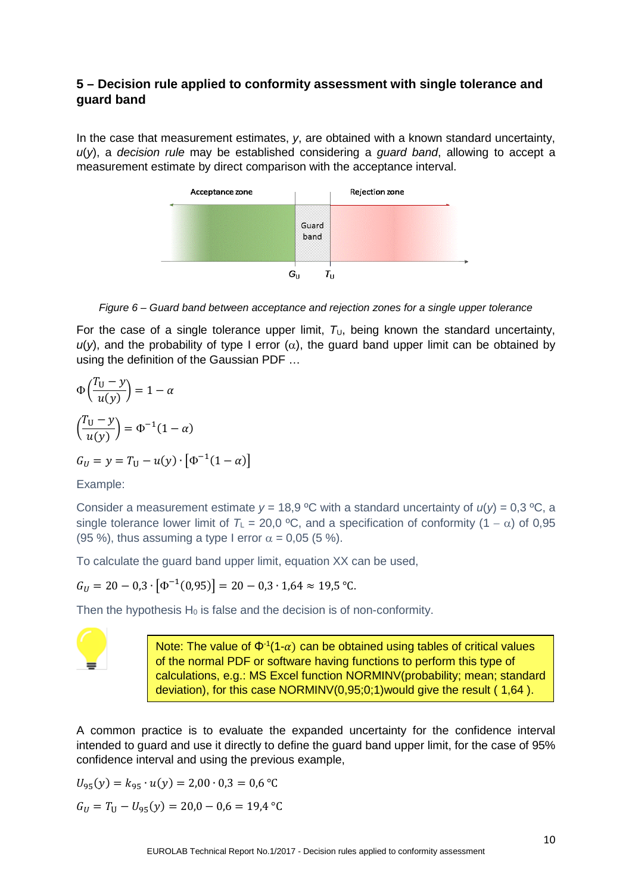## 5 – Decision rule applied to conformity assessment with single tolerance and guard band

In the case that measurement estimates, *y*, are obtained with a known standard uncertainty, *u*(*y*), a *decision rule* may be established considering a *guard band*, allowing to accept a measurement estimate by direct comparison with the acceptance interval.

Acceptance zone | Guard band | Rejection zone

$G_U$ $T_U$

*Figure 6 – Guard band between acceptance and rejection zones for a single upper tolerance*

For the case of a single tolerance upper limit, $T_U$, being known the standard uncertainty, $u(y)$, and the probability of type I error ($\alpha$), the guard band upper limit can be obtained by using the definition of the Gaussian PDF …

$$\Phi\left(\frac{T_U - y}{u(y)}\right) = 1 - \alpha$$

$$\left(\frac{T_U - y}{u(y)}\right) = \Phi^{-1}(1 - \alpha)$$

$$G_U = y = T_U - u(y) \cdot \left[\Phi^{-1}(1 - \alpha)\right]$$

Example:

Consider a measurement estimate $y$ = 18,9 ºC with a standard uncertainty of $u(y)$ = 0,3 ºC, a single tolerance lower limit of $T_L$ = 20,0 ºC, and a specification of conformity ($1 - \alpha$) of 0,95 (95 %), thus assuming a type I error $\alpha$ = 0,05 (5 %).

To calculate the guard band upper limit, equation XX can be used,

$$G_U = 20 - 0{,}3 \cdot \left[\Phi^{-1}(0{,}95)\right] = 20 - 0{,}3 \cdot 1{,}64 \approx 19{,}5\ \text{°C}.$$

Then the hypothesis $H_0$ is false and the decision is of non-conformity.

> Note: The value of $\Phi^{-1}(1-\alpha)$ can be obtained using tables of critical values of the normal PDF or software having functions to perform this type of calculations, e.g.: MS Excel function NORMINV(probability; mean; standard deviation), for this case NORMINV(0,95;0;1)would give the result ( 1,64 ).

A common practice is to evaluate the expanded uncertainty for the confidence interval intended to guard and use it directly to define the guard band upper limit, for the case of 95% confidence interval and using the previous example,

$$U_{95}(y) = k_{95} \cdot u(y) = 2{,}00 \cdot 0{,}3 = 0{,}6\ \text{°C}$$

$$G_U = T_U - U_{95}(y) = 20{,}0 - 0{,}6 = 19{,}4\ \text{°C}$$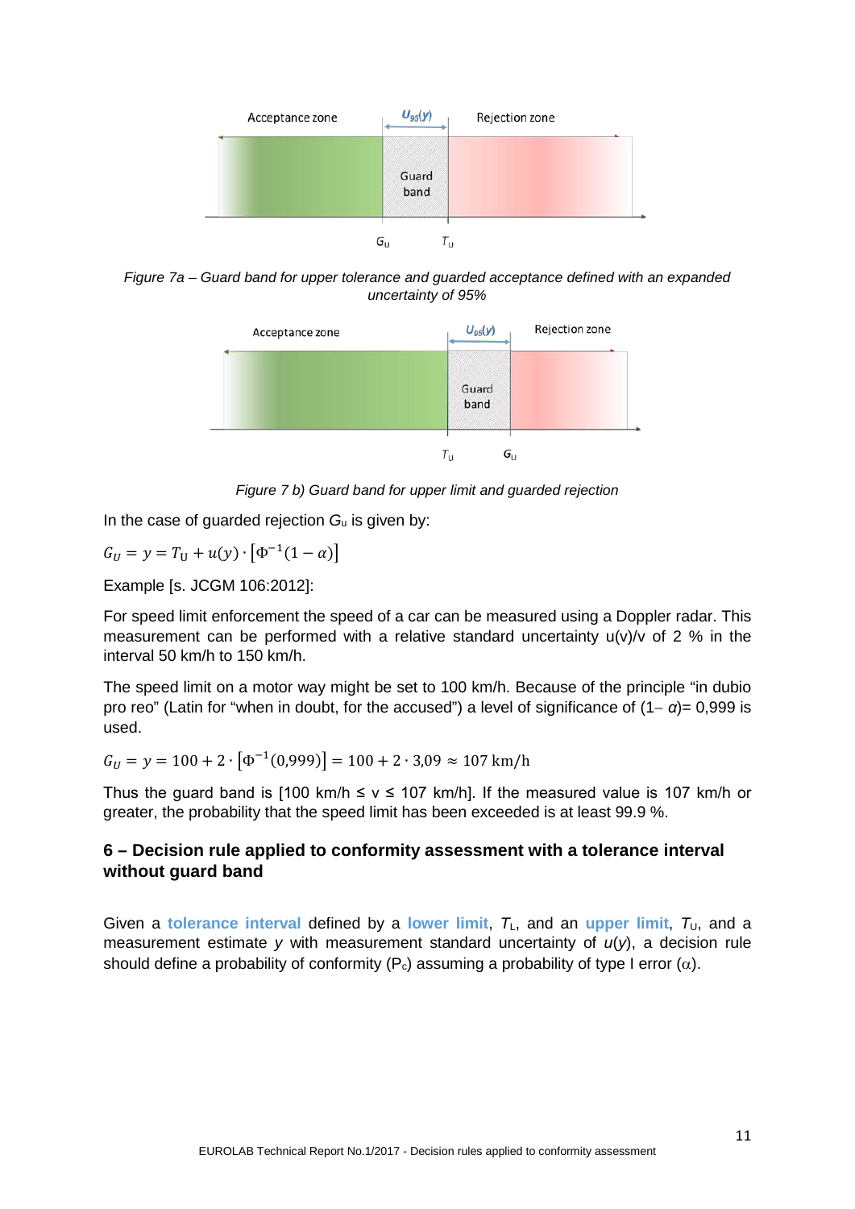Figure 7a – Guard band for upper tolerance and guarded acceptance defined with an expanded uncertainty of 95%

Figure 7 b) Guard band for upper limit and guarded rejection

In the case of guarded rejection $G_u$ is given by:

$$G_U = y = T_U + u(y) \cdot \left[\Phi^{-1}(1-\alpha)\right]$$

Example [s. JCGM 106:2012]:

For speed limit enforcement the speed of a car can be measured using a Doppler radar. This measurement can be performed with a relative standard uncertainty u(v)/v of 2 % in the interval 50 km/h to 150 km/h.

The speed limit on a motor way might be set to 100 km/h. Because of the principle “in dubio pro reo” (Latin for “when in doubt, for the accused”) a level of significance of (1– $\alpha$)= 0,999 is used.

$$G_U = y = 100 + 2 \cdot \left[\Phi^{-1}(0{,}999)\right] = 100 + 2 \cdot 3{,}09 \approx 107 \text{ km/h}$$

Thus the guard band is [100 km/h ≤ v ≤ 107 km/h]. If the measured value is 107 km/h or greater, the probability that the speed limit has been exceeded is at least 99.9 %.

## 6 – Decision rule applied to conformity assessment with a tolerance interval without guard band

Given a **tolerance interval** defined by a **lower limit**, $T_L$, and an **upper limit**, $T_U$, and a measurement estimate $y$ with measurement standard uncertainty of $u(y)$, a decision rule should define a probability of conformity ($P_c$) assuming a probability of type I error ($\alpha$).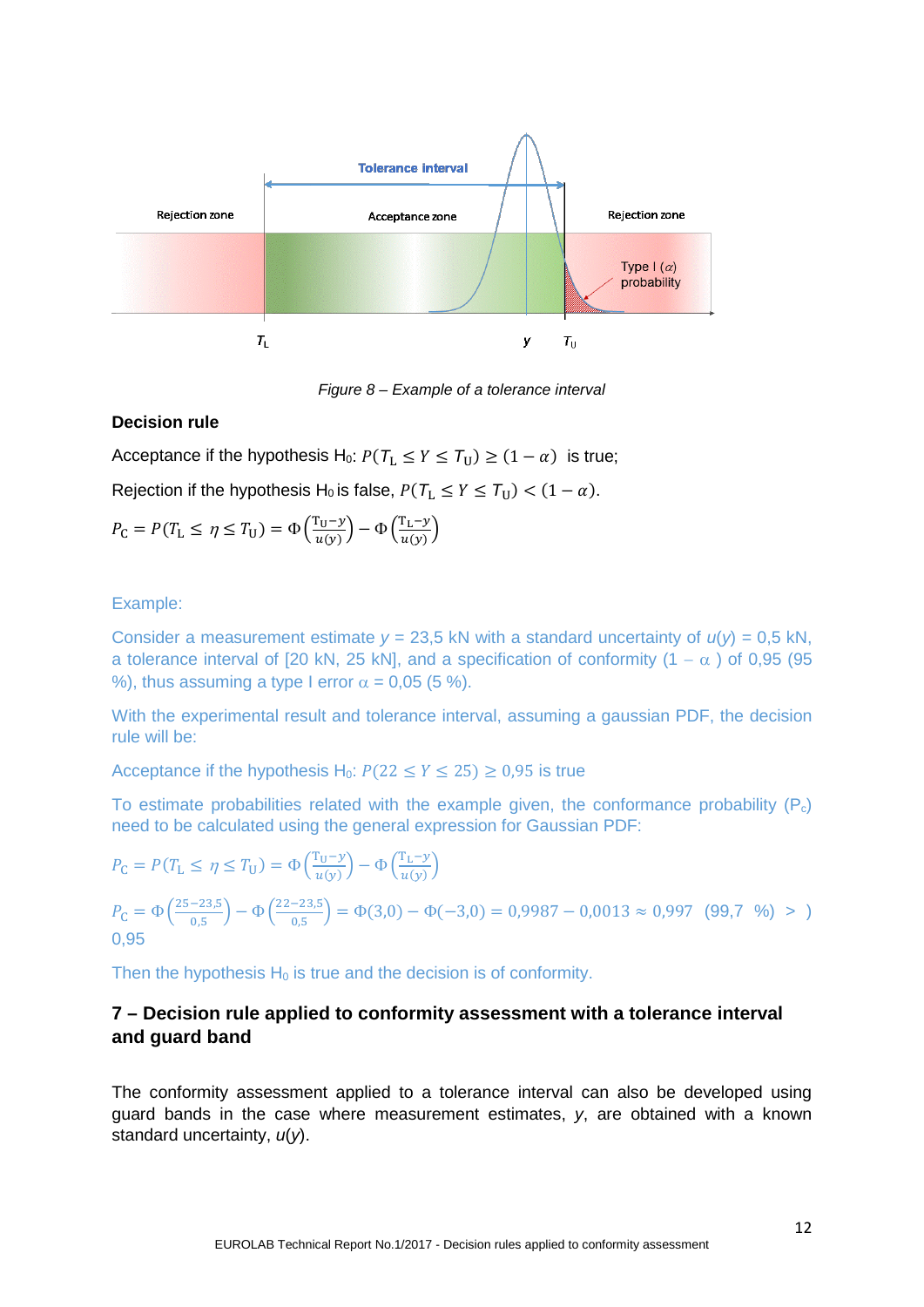Figure 8 – Example of a tolerance interval

**Decision rule**

Acceptance if the hypothesis $H_0$: $P(T_L \leq Y \leq T_U) \geq (1-\alpha)$ is true;

Rejection if the hypothesis $H_0$ is false, $P(T_L \leq Y \leq T_U) < (1-\alpha)$.

$$P_C = P(T_L \leq \eta \leq T_U) = \Phi\left(\frac{T_U - y}{u(y)}\right) - \Phi\left(\frac{T_L - y}{u(y)}\right)$$

Example:

Consider a measurement estimate $y$ = 23,5 kN with a standard uncertainty of $u(y)$ = 0,5 kN, a tolerance interval of [20 kN, 25 kN], and a specification of conformity ($1-\alpha$) of 0,95 (95 %), thus assuming a type I error $\alpha$ = 0,05 (5 %).

With the experimental result and tolerance interval, assuming a gaussian PDF, the decision rule will be:

Acceptance if the hypothesis $H_0$: $P(22 \leq Y \leq 25) \geq 0{,}95$ is true

To estimate probabilities related with the example given, the conformance probability ($P_c$) need to be calculated using the general expression for Gaussian PDF:

$$P_C = P(T_L \leq \eta \leq T_U) = \Phi\left(\frac{T_U - y}{u(y)}\right) - \Phi\left(\frac{T_L - y}{u(y)}\right)$$

$$P_C = \Phi\left(\frac{25-23{,}5}{0{,}5}\right) - \Phi\left(\frac{22-23{,}5}{0{,}5}\right) = \Phi(3{,}0) - \Phi(-3{,}0) = 0{,}9987 - 0{,}0013 \approx 0{,}997 \quad (99{,}7\ \%) > ) \; 0{,}95$$

Then the hypothesis $H_0$ is true and the decision is of conformity.

## 7 – Decision rule applied to conformity assessment with a tolerance interval and guard band

The conformity assessment applied to a tolerance interval can also be developed using guard bands in the case where measurement estimates, $y$, are obtained with a known standard uncertainty, $u(y)$.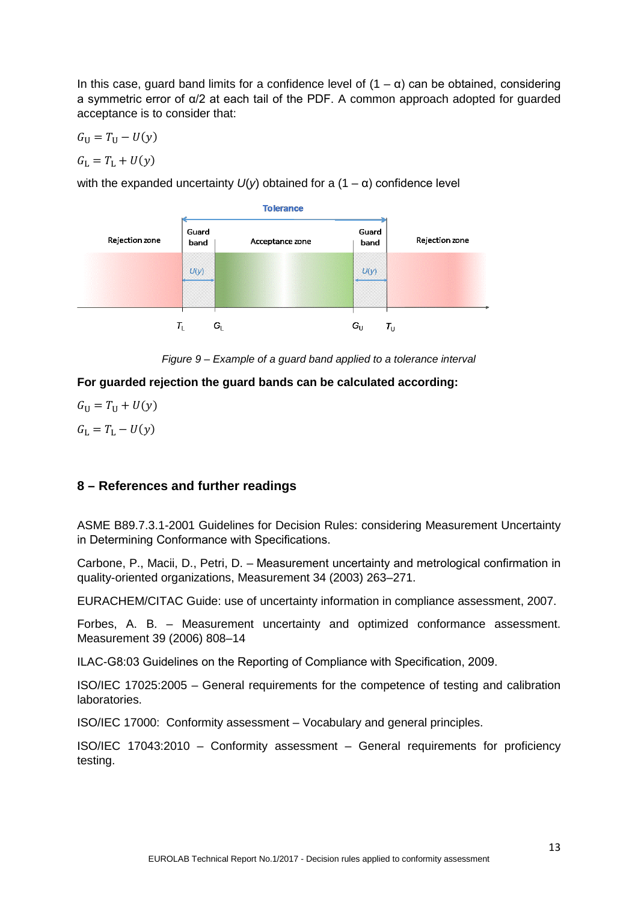In this case, guard band limits for a confidence level of (1 – α) can be obtained, considering a symmetric error of α/2 at each tail of the PDF. A common approach adopted for guarded acceptance is to consider that:

$$G_{\mathrm{U}} = T_{\mathrm{U}} - U(y)$$

$$G_{\mathrm{L}} = T_{\mathrm{L}} + U(y)$$

with the expanded uncertainty $U(y)$ obtained for a (1 – α) confidence level

*Figure 9 – Example of a guard band applied to a tolerance interval*

**For guarded rejection the guard bands can be calculated according:**

$$G_{\mathrm{U}} = T_{\mathrm{U}} + U(y)$$

$$G_{\mathrm{L}} = T_{\mathrm{L}} - U(y)$$

## 8 – References and further readings

ASME B89.7.3.1-2001 Guidelines for Decision Rules: considering Measurement Uncertainty in Determining Conformance with Specifications.

Carbone, P., Macii, D., Petri, D. – Measurement uncertainty and metrological confirmation in quality-oriented organizations, Measurement 34 (2003) 263–271.

EURACHEM/CITAC Guide: use of uncertainty information in compliance assessment, 2007.

Forbes, A. B. – Measurement uncertainty and optimized conformance assessment. Measurement 39 (2006) 808–14

ILAC-G8:03 Guidelines on the Reporting of Compliance with Specification, 2009.

ISO/IEC 17025:2005 – General requirements for the competence of testing and calibration laboratories.

ISO/IEC 17000: Conformity assessment – Vocabulary and general principles.

ISO/IEC 17043:2010 – Conformity assessment – General requirements for proficiency testing.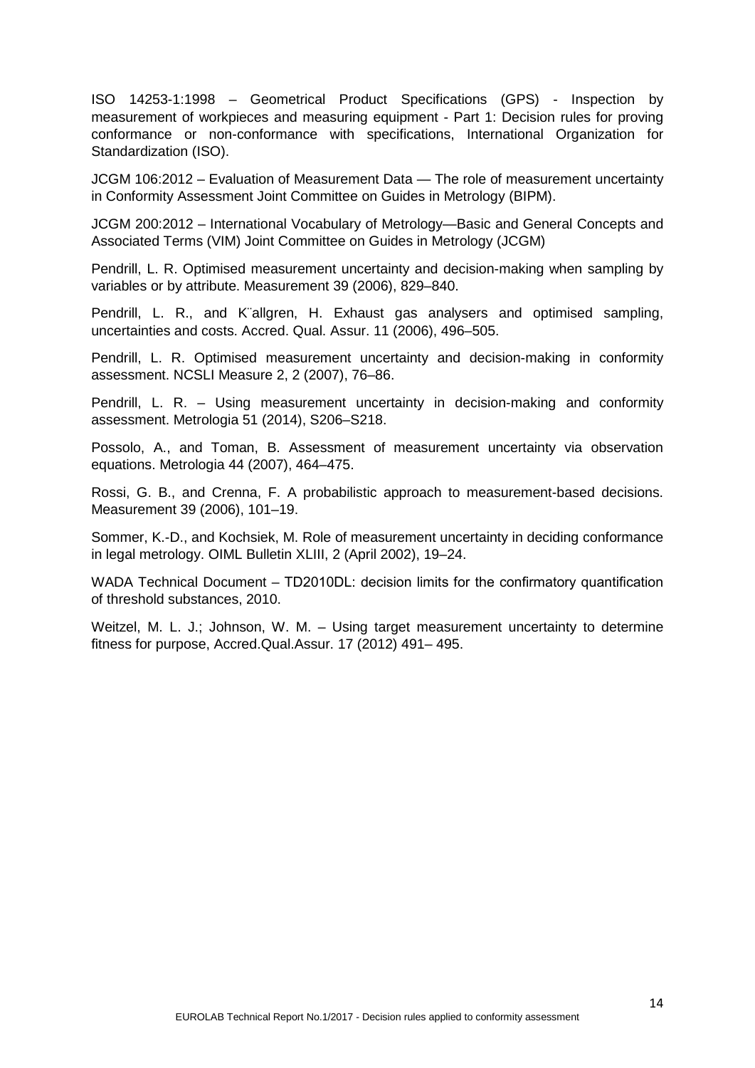ISO 14253-1:1998 – Geometrical Product Specifications (GPS) - Inspection by measurement of workpieces and measuring equipment - Part 1: Decision rules for proving conformance or non-conformance with specifications, International Organization for Standardization (ISO).

JCGM 106:2012 – Evaluation of Measurement Data — The role of measurement uncertainty in Conformity Assessment Joint Committee on Guides in Metrology (BIPM).

JCGM 200:2012 – International Vocabulary of Metrology—Basic and General Concepts and Associated Terms (VIM) Joint Committee on Guides in Metrology (JCGM)

Pendrill, L. R. Optimised measurement uncertainty and decision-making when sampling by variables or by attribute. Measurement 39 (2006), 829–840.

Pendrill, L. R., and K¨allgren, H. Exhaust gas analysers and optimised sampling, uncertainties and costs. Accred. Qual. Assur. 11 (2006), 496–505.

Pendrill, L. R. Optimised measurement uncertainty and decision-making in conformity assessment. NCSLI Measure 2, 2 (2007), 76–86.

Pendrill, L. R. – Using measurement uncertainty in decision-making and conformity assessment. Metrologia 51 (2014), S206–S218.

Possolo, A., and Toman, B. Assessment of measurement uncertainty via observation equations. Metrologia 44 (2007), 464–475.

Rossi, G. B., and Crenna, F. A probabilistic approach to measurement-based decisions. Measurement 39 (2006), 101–19.

Sommer, K.-D., and Kochsiek, M. Role of measurement uncertainty in deciding conformance in legal metrology. OIML Bulletin XLIII, 2 (April 2002), 19–24.

WADA Technical Document – TD2010DL: decision limits for the confirmatory quantification of threshold substances, 2010.

Weitzel, M. L. J.; Johnson, W. M. – Using target measurement uncertainty to determine fitness for purpose, Accred.Qual.Assur. 17 (2012) 491– 495.